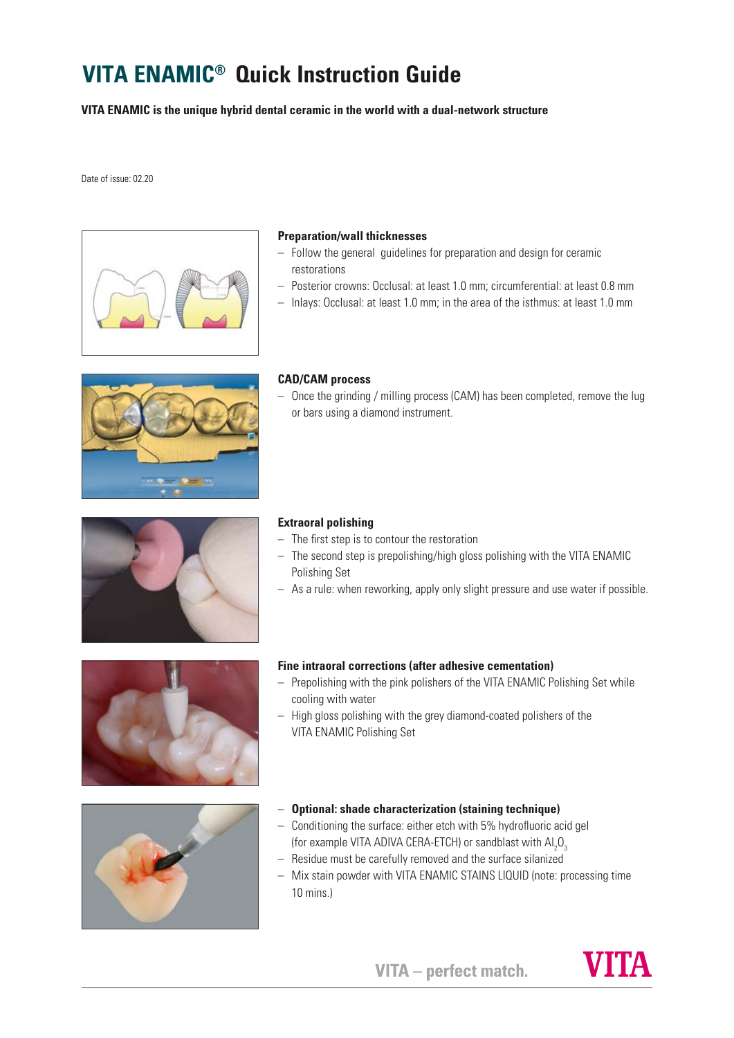# VITA ENAMIC® Quick Instruction Guide

**VITA ENAMIC is the unique hybrid dental ceramic in the world with a dual-network structure**

Date of issue: 02.20

**Preparation/wall thicknesses**

- Follow the general guidelines for preparation and design for ceramic restorations
- Posterior crowns: Occlusal: at least 1.0 mm; circumferential: at least 0.8 mm
- Inlays: Occlusal: at least 1.0 mm; in the area of the isthmus: at least 1.0 mm

**CAD/CAM process**

- Once the grinding / milling process (CAM) has been completed, remove the lug or bars using a diamond instrument.

**Extraoral polishing**

- The first step is to contour the restoration
- The second step is prepolishing/high gloss polishing with the VITA ENAMIC Polishing Set
- As a rule: when reworking, apply only slight pressure and use water if possible.

**Fine intraoral corrections (after adhesive cementation)**

- Prepolishing with the pink polishers of the VITA ENAMIC Polishing Set while cooling with water
- High gloss polishing with the grey diamond-coated polishers of the VITA ENAMIC Polishing Set

- **Optional: shade characterization (staining technique)**
- Conditioning the surface: either etch with 5% hydrofluoric acid gel (for example VITA ADIVA CERA-ETCH) or sandblast with $Al_2O_3$
- Residue must be carefully removed and the surface silanized
- Mix stain powder with VITA ENAMIC STAINS LIQUID (note: processing time 10 mins.)

VITA – perfect match.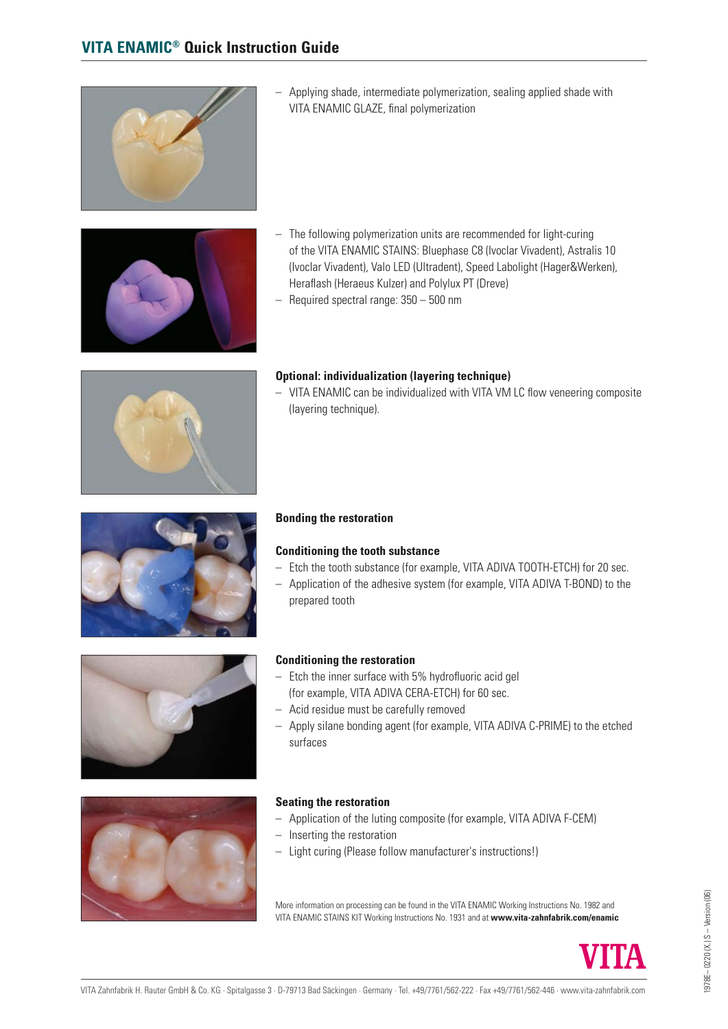- Applying shade, intermediate polymerization, sealing applied shade with VITA ENAMIC GLAZE, final polymerization

- The following polymerization units are recommended for light-curing of the VITA ENAMIC STAINS: Bluephase C8 (Ivoclar Vivadent), Astralis 10 (Ivoclar Vivadent), Valo LED (Ultradent), Speed Labolight (Hager&Werken), Heraflash (Heraeus Kulzer) and Polylux PT (Dreve)
- Required spectral range: 350 – 500 nm

**Optional: individualization (layering technique)**

- VITA ENAMIC can be individualized with VITA VM LC flow veneering composite (layering technique).

## Bonding the restoration

### Conditioning the tooth substance

- Etch the tooth substance (for example, VITA ADIVA TOOTH-ETCH) for 20 sec.
- Application of the adhesive system (for example, VITA ADIVA T-BOND) to the prepared tooth

### Conditioning the restoration

- Etch the inner surface with 5% hydrofluoric acid gel (for example, VITA ADIVA CERA-ETCH) for 60 sec.
- Acid residue must be carefully removed
- Apply silane bonding agent (for example, VITA ADIVA C-PRIME) to the etched surfaces

### Seating the restoration

- Application of the luting composite (for example, VITA ADIVA F-CEM)
- Inserting the restoration
- Light curing (Please follow manufacturer's instructions!)

More information on processing can be found in the VITA ENAMIC Working Instructions No. 1982 and VITA ENAMIC STAINS KIT Working Instructions No. 1931 and at **www.vita-zahnfabrik.com/enamic**

1978E – 0220 (X.) S – Version (06)

VITA

VITA Zahnfabrik H. Rauter GmbH & Co. KG · Spitalgasse 3 · D-79713 Bad Säckingen · Germany · Tel. +49/7761/562-222 · Fax +49/7761/562-446 · www.vita-zahnfabrik.com